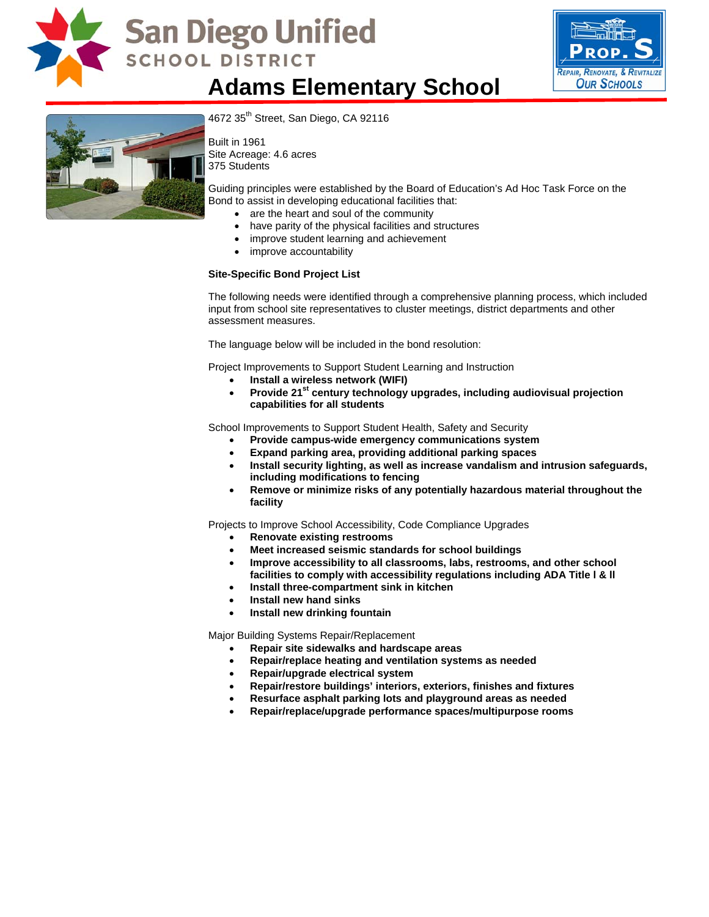San Diego Unified
SCHOOL DISTRICT

PROP. S
REPAIR, RENOVATE, & REVITALIZE OUR SCHOOLS

# Adams Elementary School

4672 35th Street, San Diego, CA 92116

Built in 1961
Site Acreage: 4.6 acres
375 Students

Guiding principles were established by the Board of Education's Ad Hoc Task Force on the Bond to assist in developing educational facilities that:

- are the heart and soul of the community
- have parity of the physical facilities and structures
- improve student learning and achievement
- improve accountability

**Site-Specific Bond Project List**

The following needs were identified through a comprehensive planning process, which included input from school site representatives to cluster meetings, district departments and other assessment measures.

The language below will be included in the bond resolution:

Project Improvements to Support Student Learning and Instruction

- **Install a wireless network (WIFI)**
- **Provide 21st century technology upgrades, including audiovisual projection capabilities for all students**

School Improvements to Support Student Health, Safety and Security

- **Provide campus-wide emergency communications system**
- **Expand parking area, providing additional parking spaces**
- **Install security lighting, as well as increase vandalism and intrusion safeguards, including modifications to fencing**
- **Remove or minimize risks of any potentially hazardous material throughout the facility**

Projects to Improve School Accessibility, Code Compliance Upgrades

- **Renovate existing restrooms**
- **Meet increased seismic standards for school buildings**
- **Improve accessibility to all classrooms, labs, restrooms, and other school facilities to comply with accessibility regulations including ADA Title I & II**
- **Install three-compartment sink in kitchen**
- **Install new hand sinks**
- **Install new drinking fountain**

Major Building Systems Repair/Replacement

- **Repair site sidewalks and hardscape areas**
- **Repair/replace heating and ventilation systems as needed**
- **Repair/upgrade electrical system**
- **Repair/restore buildings' interiors, exteriors, finishes and fixtures**
- **Resurface asphalt parking lots and playground areas as needed**
- **Repair/replace/upgrade performance spaces/multipurpose rooms**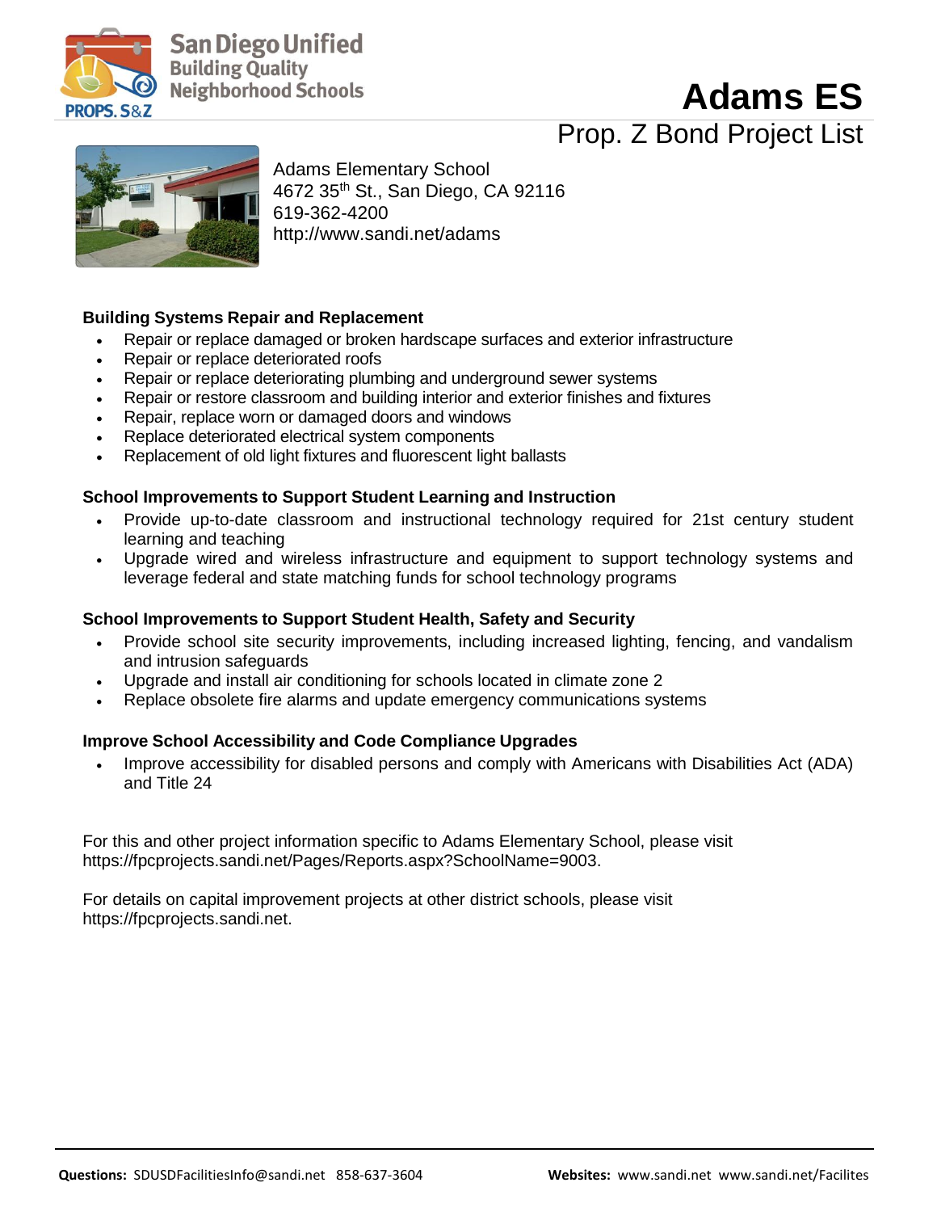San Diego Unified
Building Quality
Neighborhood Schools

PROPS. S&Z

# Adams ES

## Prop. Z Bond Project List

Adams Elementary School
4672 35th St., San Diego, CA 92116
619-362-4200
http://www.sandi.net/adams

### Building Systems Repair and Replacement

- Repair or replace damaged or broken hardscape surfaces and exterior infrastructure
- Repair or replace deteriorated roofs
- Repair or replace deteriorating plumbing and underground sewer systems
- Repair or restore classroom and building interior and exterior finishes and fixtures
- Repair, replace worn or damaged doors and windows
- Replace deteriorated electrical system components
- Replacement of old light fixtures and fluorescent light ballasts

### School Improvements to Support Student Learning and Instruction

- Provide up-to-date classroom and instructional technology required for 21st century student learning and teaching
- Upgrade wired and wireless infrastructure and equipment to support technology systems and leverage federal and state matching funds for school technology programs

### School Improvements to Support Student Health, Safety and Security

- Provide school site security improvements, including increased lighting, fencing, and vandalism and intrusion safeguards
- Upgrade and install air conditioning for schools located in climate zone 2
- Replace obsolete fire alarms and update emergency communications systems

### Improve School Accessibility and Code Compliance Upgrades

- Improve accessibility for disabled persons and comply with Americans with Disabilities Act (ADA) and Title 24

For this and other project information specific to Adams Elementary School, please visit https://fpcprojects.sandi.net/Pages/Reports.aspx?SchoolName=9003.

For details on capital improvement projects at other district schools, please visit https://fpcprojects.sandi.net.

**Questions:** SDUSDFacilitiesInfo@sandi.net 858-637-3604 **Websites:** www.sandi.net www.sandi.net/Facilites